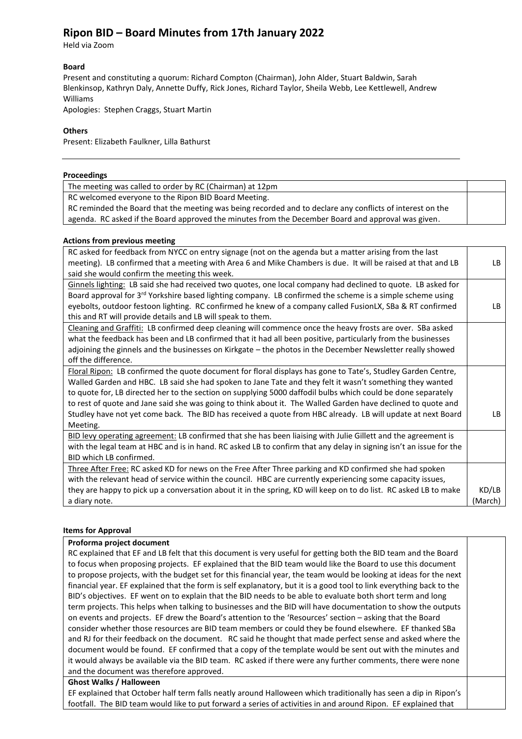# Ripon BID – Board Minutes from 17th January 2022

Held via Zoom

**Board**

Present and constituting a quorum: Richard Compton (Chairman), John Alder, Stuart Baldwin, Sarah Blenkinsop, Kathryn Daly, Annette Duffy, Rick Jones, Richard Taylor, Sheila Webb, Lee Kettlewell, Andrew Williams

Apologies: Stephen Craggs, Stuart Martin

**Others**

Present: Elizabeth Faulkner, Lilla Bathurst

---

**Proceedings**

| | |
|---|---|
| The meeting was called to order by RC (Chairman) at 12pm | |
| RC welcomed everyone to the Ripon BID Board Meeting. RC reminded the Board that the meeting was being recorded and to declare any conflicts of interest on the agenda. RC asked if the Board approved the minutes from the December Board and approval was given. | |

**Actions from previous meeting**

| | |
|---|---|
| RC asked for feedback from NYCC on entry signage (not on the agenda but a matter arising from the last meeting). LB confirmed that a meeting with Area 6 and Mike Chambers is due. It will be raised at that and LB said she would confirm the meeting this week. | LB |
| Ginnels lighting: LB said she had received two quotes, one local company had declined to quote. LB asked for Board approval for 3rd Yorkshire based lighting company. LB confirmed the scheme is a simple scheme using eyebolts, outdoor festoon lighting. RC confirmed he knew of a company called FusionLX, SBa & RT confirmed this and RT will provide details and LB will speak to them. | LB |
| Cleaning and Graffiti: LB confirmed deep cleaning will commence once the heavy frosts are over. SBa asked what the feedback has been and LB confirmed that it had all been positive, particularly from the businesses adjoining the ginnels and the businesses on Kirkgate – the photos in the December Newsletter really showed off the difference. | |
| Floral Ripon: LB confirmed the quote document for floral displays has gone to Tate's, Studley Garden Centre, Walled Garden and HBC. LB said she had spoken to Jane Tate and they felt it wasn't something they wanted to quote for, LB directed her to the section on supplying 5000 daffodil bulbs which could be done separately to rest of quote and Jane said she was going to think about it. The Walled Garden have declined to quote and Studley have not yet come back. The BID has received a quote from HBC already. LB will update at next Board Meeting. | LB |
| BID levy operating agreement: LB confirmed that she has been liaising with Julie Gillett and the agreement is with the legal team at HBC and is in hand. RC asked LB to confirm that any delay in signing isn't an issue for the BID which LB confirmed. | |
| Three After Free: RC asked KD for news on the Free After Three parking and KD confirmed she had spoken with the relevant head of service within the council. HBC are currently experiencing some capacity issues, they are happy to pick up a conversation about it in the spring, KD will keep on to do list. RC asked LB to make a diary note. | KD/LB (March) |

**Items for Approval**

| | |
|---|---|
| **Proforma project document**<br>RC explained that EF and LB felt that this document is very useful for getting both the BID team and the Board to focus when proposing projects. EF explained that the BID team would like the Board to use this document to propose projects, with the budget set for this financial year, the team would be looking at ideas for the next financial year. EF explained that the form is self explanatory, but it is a good tool to link everything back to the BID's objectives. EF went on to explain that the BID needs to be able to evaluate both short term and long term projects. This helps when talking to businesses and the BID will have documentation to show the outputs on events and projects. EF drew the Board's attention to the 'Resources' section – asking that the Board consider whether those resources are BID team members or could they be found elsewhere. EF thanked SBa and RJ for their feedback on the document. RC said he thought that made perfect sense and asked where the document would be found. EF confirmed that a copy of the template would be sent out with the minutes and it would always be available via the BID team. RC asked if there were any further comments, there were none and the document was therefore approved. | |
| **Ghost Walks / Halloween**<br>EF explained that October half term falls neatly around Halloween which traditionally has seen a dip in Ripon's footfall. The BID team would like to put forward a series of activities in and around Ripon. EF explained that | |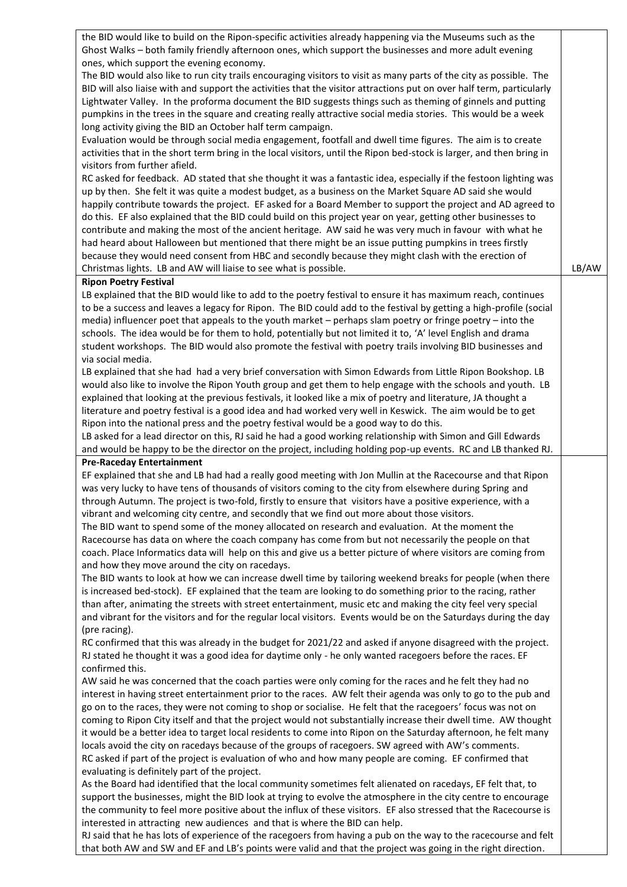| | |
|---|---|
| the BID would like to build on the Ripon-specific activities already happening via the Museums such as the Ghost Walks – both family friendly afternoon ones, which support the businesses and more adult evening ones, which support the evening economy.<br>The BID would also like to run city trails encouraging visitors to visit as many parts of the city as possible. The BID will also liaise with and support the activities that the visitor attractions put on over half term, particularly Lightwater Valley. In the proforma document the BID suggests things such as theming of ginnels and putting pumpkins in the trees in the square and creating really attractive social media stories. This would be a week long activity giving the BID an October half term campaign.<br>Evaluation would be through social media engagement, footfall and dwell time figures. The aim is to create activities that in the short term bring in the local visitors, until the Ripon bed-stock is larger, and then bring in visitors from further afield.<br>RC asked for feedback. AD stated that she thought it was a fantastic idea, especially if the festoon lighting was up by then. She felt it was quite a modest budget, as a business on the Market Square AD said she would happily contribute towards the project. EF asked for a Board Member to support the project and AD agreed to do this. EF also explained that the BID could build on this project year on year, getting other businesses to contribute and making the most of the ancient heritage. AW said he was very much in favour with what he had heard about Halloween but mentioned that there might be an issue putting pumpkins in trees firstly because they would need consent from HBC and secondly because they might clash with the erection of Christmas lights. LB and AW will liaise to see what is possible. | LB/AW |
| **Ripon Poetry Festival**<br>LB explained that the BID would like to add to the poetry festival to ensure it has maximum reach, continues to be a success and leaves a legacy for Ripon. The BID could add to the festival by getting a high-profile (social media) influencer poet that appeals to the youth market – perhaps slam poetry or fringe poetry – into the schools. The idea would be for them to hold, potentially but not limited it to, 'A' level English and drama student workshops. The BID would also promote the festival with poetry trails involving BID businesses and via social media.<br>LB explained that she had had a very brief conversation with Simon Edwards from Little Ripon Bookshop. LB would also like to involve the Ripon Youth group and get them to help engage with the schools and youth. LB explained that looking at the previous festivals, it looked like a mix of poetry and literature, JA thought a literature and poetry festival is a good idea and had worked very well in Keswick. The aim would be to get Ripon into the national press and the poetry festival would be a good way to do this.<br>LB asked for a lead director on this, RJ said he had a good working relationship with Simon and Gill Edwards and would be happy to be the director on the project, including holding pop-up events. RC and LB thanked RJ. | |
| **Pre-Raceday Entertainment**<br>EF explained that she and LB had had a really good meeting with Jon Mullin at the Racecourse and that Ripon was very lucky to have tens of thousands of visitors coming to the city from elsewhere during Spring and through Autumn. The project is two-fold, firstly to ensure that visitors have a positive experience, with a vibrant and welcoming city centre, and secondly that we find out more about those visitors.<br>The BID want to spend some of the money allocated on research and evaluation. At the moment the Racecourse has data on where the coach company has come from but not necessarily the people on that coach. Place Informatics data will help on this and give us a better picture of where visitors are coming from and how they move around the city on racedays.<br>The BID wants to look at how we can increase dwell time by tailoring weekend breaks for people (when there is increased bed-stock). EF explained that the team are looking to do something prior to the racing, rather than after, animating the streets with street entertainment, music etc and making the city feel very special and vibrant for the visitors and for the regular local visitors. Events would be on the Saturdays during the day (pre racing).<br>RC confirmed that this was already in the budget for 2021/22 and asked if anyone disagreed with the project. RJ stated he thought it was a good idea for daytime only - he only wanted racegoers before the races. EF confirmed this.<br>AW said he was concerned that the coach parties were only coming for the races and he felt they had no interest in having street entertainment prior to the races. AW felt their agenda was only to go to the pub and go on to the races, they were not coming to shop or socialise. He felt that the racegoers' focus was not on coming to Ripon City itself and that the project would not substantially increase their dwell time. AW thought it would be a better idea to target local residents to come into Ripon on the Saturday afternoon, he felt many locals avoid the city on racedays because of the groups of racegoers. SW agreed with AW's comments.<br>RC asked if part of the project is evaluation of who and how many people are coming. EF confirmed that evaluating is definitely part of the project.<br>As the Board had identified that the local community sometimes felt alienated on racedays, EF felt that, to support the businesses, might the BID look at trying to evolve the atmosphere in the city centre to encourage the community to feel more positive about the influx of these visitors. EF also stressed that the Racecourse is interested in attracting new audiences and that is where the BID can help.<br>RJ said that he has lots of experience of the racegoers from having a pub on the way to the racecourse and felt that both AW and SW and EF and LB's points were valid and that the project was going in the right direction. | |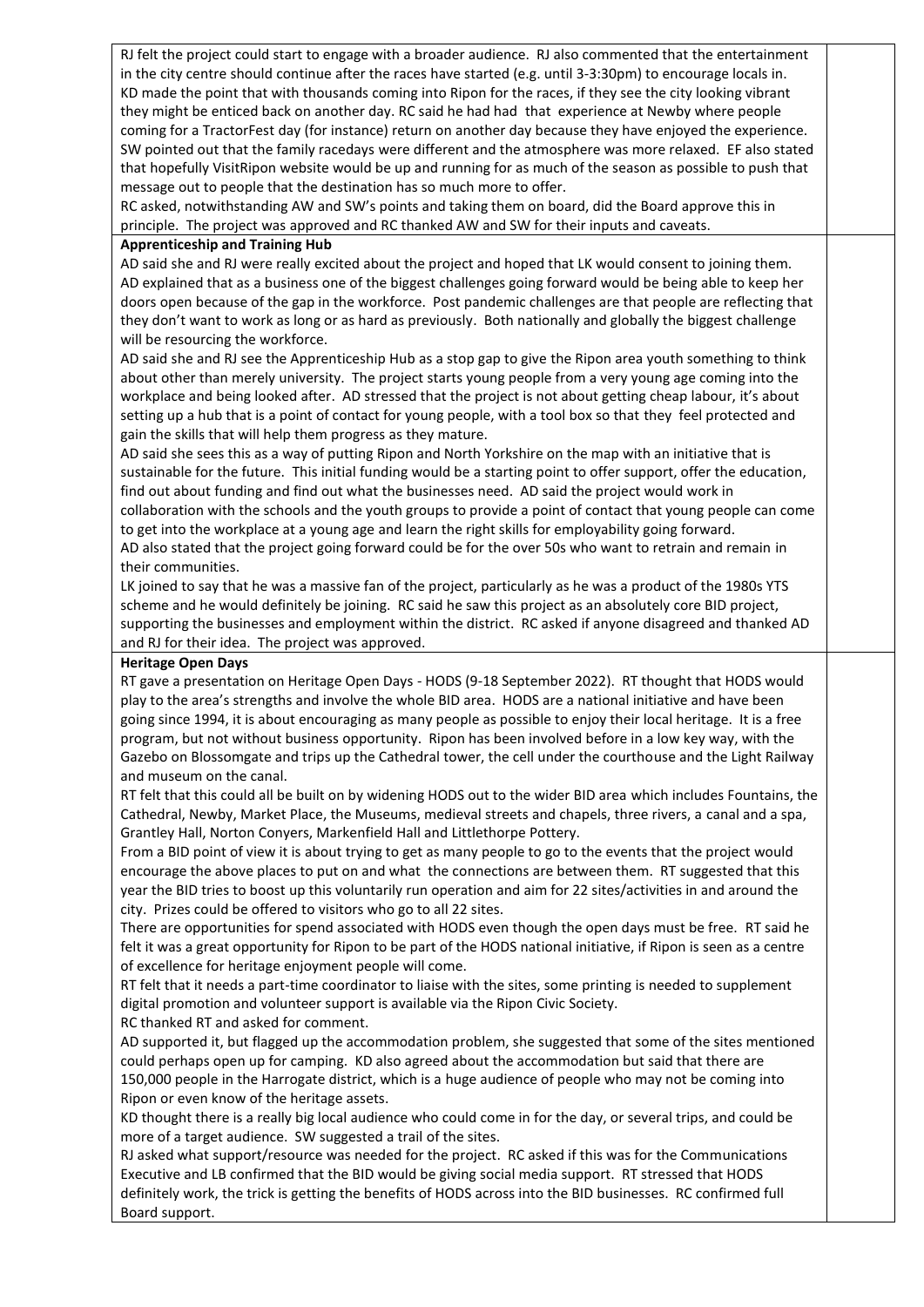RJ felt the project could start to engage with a broader audience. RJ also commented that the entertainment in the city centre should continue after the races have started (e.g. until 3-3:30pm) to encourage locals in. KD made the point that with thousands coming into Ripon for the races, if they see the city looking vibrant they might be enticed back on another day. RC said he had had that experience at Newby where people coming for a TractorFest day (for instance) return on another day because they have enjoyed the experience. SW pointed out that the family racedays were different and the atmosphere was more relaxed. EF also stated that hopefully VisitRipon website would be up and running for as much of the season as possible to push that message out to people that the destination has so much more to offer.
RC asked, notwithstanding AW and SW's points and taking them on board, did the Board approve this in principle. The project was approved and RC thanked AW and SW for their inputs and caveats.

**Apprenticeship and Training Hub**

AD said she and RJ were really excited about the project and hoped that LK would consent to joining them. AD explained that as a business one of the biggest challenges going forward would be being able to keep her doors open because of the gap in the workforce. Post pandemic challenges are that people are reflecting that they don't want to work as long or as hard as previously. Both nationally and globally the biggest challenge will be resourcing the workforce.
AD said she and RJ see the Apprenticeship Hub as a stop gap to give the Ripon area youth something to think about other than merely university. The project starts young people from a very young age coming into the workplace and being looked after. AD stressed that the project is not about getting cheap labour, it's about setting up a hub that is a point of contact for young people, with a tool box so that they feel protected and gain the skills that will help them progress as they mature.
AD said she sees this as a way of putting Ripon and North Yorkshire on the map with an initiative that is sustainable for the future. This initial funding would be a starting point to offer support, offer the education, find out about funding and find out what the businesses need. AD said the project would work in collaboration with the schools and the youth groups to provide a point of contact that young people can come to get into the workplace at a young age and learn the right skills for employability going forward.
AD also stated that the project going forward could be for the over 50s who want to retrain and remain in their communities.
LK joined to say that he was a massive fan of the project, particularly as he was a product of the 1980s YTS scheme and he would definitely be joining. RC said he saw this project as an absolutely core BID project, supporting the businesses and employment within the district. RC asked if anyone disagreed and thanked AD and RJ for their idea. The project was approved.

**Heritage Open Days**

RT gave a presentation on Heritage Open Days - HODS (9-18 September 2022). RT thought that HODS would play to the area's strengths and involve the whole BID area. HODS are a national initiative and have been going since 1994, it is about encouraging as many people as possible to enjoy their local heritage. It is a free program, but not without business opportunity. Ripon has been involved before in a low key way, with the Gazebo on Blossomgate and trips up the Cathedral tower, the cell under the courthouse and the Light Railway and museum on the canal.
RT felt that this could all be built on by widening HODS out to the wider BID area which includes Fountains, the Cathedral, Newby, Market Place, the Museums, medieval streets and chapels, three rivers, a canal and a spa, Grantley Hall, Norton Conyers, Markenfield Hall and Littlethorpe Pottery.
From a BID point of view it is about trying to get as many people to go to the events that the project would encourage the above places to put on and what the connections are between them. RT suggested that this year the BID tries to boost up this voluntarily run operation and aim for 22 sites/activities in and around the city. Prizes could be offered to visitors who go to all 22 sites.
There are opportunities for spend associated with HODS even though the open days must be free. RT said he felt it was a great opportunity for Ripon to be part of the HODS national initiative, if Ripon is seen as a centre of excellence for heritage enjoyment people will come.
RT felt that it needs a part-time coordinator to liaise with the sites, some printing is needed to supplement digital promotion and volunteer support is available via the Ripon Civic Society.
RC thanked RT and asked for comment.
AD supported it, but flagged up the accommodation problem, she suggested that some of the sites mentioned could perhaps open up for camping. KD also agreed about the accommodation but said that there are 150,000 people in the Harrogate district, which is a huge audience of people who may not be coming into Ripon or even know of the heritage assets.
KD thought there is a really big local audience who could come in for the day, or several trips, and could be more of a target audience. SW suggested a trail of the sites.
RJ asked what support/resource was needed for the project. RC asked if this was for the Communications Executive and LB confirmed that the BID would be giving social media support. RT stressed that HODS definitely work, the trick is getting the benefits of HODS across into the BID businesses. RC confirmed full Board support.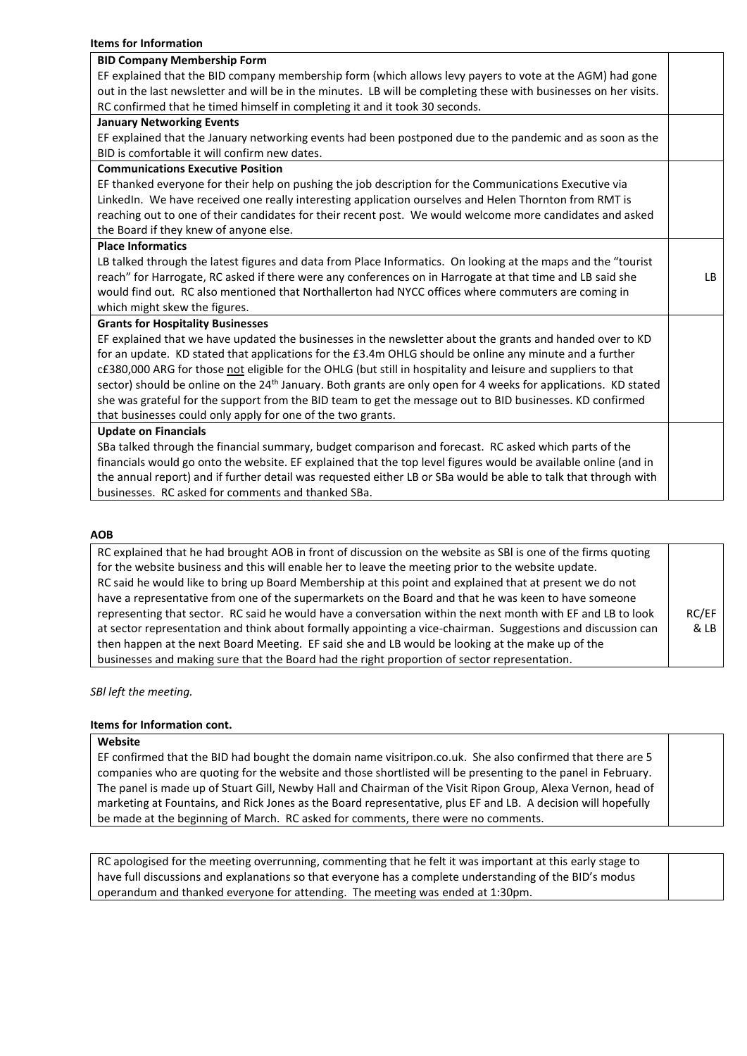**Items for Information**

| | |
|---|---|
| **BID Company Membership Form**<br>EF explained that the BID company membership form (which allows levy payers to vote at the AGM) had gone out in the last newsletter and will be in the minutes. LB will be completing these with businesses on her visits. RC confirmed that he timed himself in completing it and it took 30 seconds. | |
| **January Networking Events**<br>EF explained that the January networking events had been postponed due to the pandemic and as soon as the BID is comfortable it will confirm new dates. | |
| **Communications Executive Position**<br>EF thanked everyone for their help on pushing the job description for the Communications Executive via LinkedIn. We have received one really interesting application ourselves and Helen Thornton from RMT is reaching out to one of their candidates for their recent post. We would welcome more candidates and asked the Board if they knew of anyone else. | |
| **Place Informatics**<br>LB talked through the latest figures and data from Place Informatics. On looking at the maps and the "tourist reach" for Harrogate, RC asked if there were any conferences on in Harrogate at that time and LB said she would find out. RC also mentioned that Northallerton had NYCC offices where commuters are coming in which might skew the figures. | LB |
| **Grants for Hospitality Businesses**<br>EF explained that we have updated the businesses in the newsletter about the grants and handed over to KD for an update. KD stated that applications for the £3.4m OHLG should be online any minute and a further c£380,000 ARG for those not eligible for the OHLG (but still in hospitality and leisure and suppliers to that sector) should be online on the 24th January. Both grants are only open for 4 weeks for applications. KD stated she was grateful for the support from the BID team to get the message out to BID businesses. KD confirmed that businesses could only apply for one of the two grants. | |
| **Update on Financials**<br>SBa talked through the financial summary, budget comparison and forecast. RC asked which parts of the financials would go onto the website. EF explained that the top level figures would be available online (and in the annual report) and if further detail was requested either LB or SBa would be able to talk that through with businesses. RC asked for comments and thanked SBa. | |

**AOB**

| | |
|---|---|
| RC explained that he had brought AOB in front of discussion on the website as SBl is one of the firms quoting for the website business and this will enable her to leave the meeting prior to the website update.<br>RC said he would like to bring up Board Membership at this point and explained that at present we do not have a representative from one of the supermarkets on the Board and that he was keen to have someone representing that sector. RC said he would have a conversation within the next month with EF and LB to look at sector representation and think about formally appointing a vice-chairman. Suggestions and discussion can then happen at the next Board Meeting. EF said she and LB would be looking at the make up of the businesses and making sure that the Board had the right proportion of sector representation. | RC/EF & LB |

*SBl left the meeting.*

**Items for Information cont.**

| | |
|---|---|
| **Website**<br>EF confirmed that the BID had bought the domain name visitripon.co.uk. She also confirmed that there are 5 companies who are quoting for the website and those shortlisted will be presenting to the panel in February. The panel is made up of Stuart Gill, Newby Hall and Chairman of the Visit Ripon Group, Alexa Vernon, head of marketing at Fountains, and Rick Jones as the Board representative, plus EF and LB. A decision will hopefully be made at the beginning of March. RC asked for comments, there were no comments. | |

| | |
|---|---|
| RC apologised for the meeting overrunning, commenting that he felt it was important at this early stage to have full discussions and explanations so that everyone has a complete understanding of the BID's modus operandum and thanked everyone for attending. The meeting was ended at 1:30pm. | |